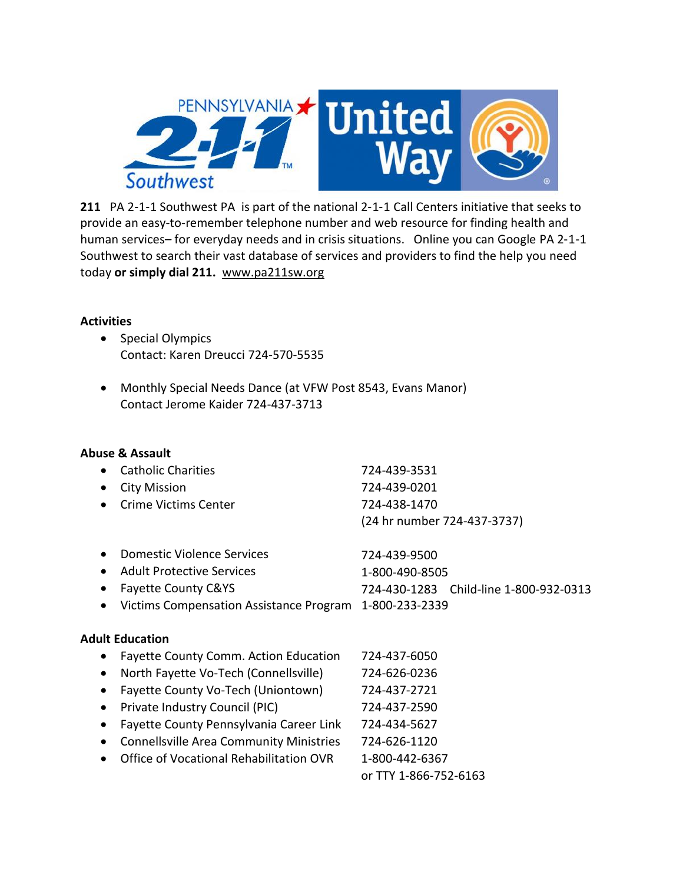**211** PA 2-1-1 Southwest PA is part of the national 2-1-1 Call Centers initiative that seeks to provide an easy-to-remember telephone number and web resource for finding health and human services– for everyday needs and in crisis situations. Online you can Google PA 2-1-1 Southwest to search their vast database of services and providers to find the help you need today **or simply dial 211.** www.pa211sw.org

**Activities**

- Special Olympics
  Contact: Karen Dreucci 724-570-5535

- Monthly Special Needs Dance (at VFW Post 8543, Evans Manor)
  Contact Jerome Kaider 724-437-3713

**Abuse & Assault**

- Catholic Charities 724-439-3531
- City Mission 724-439-0201
- Crime Victims Center 724-438-1470
  (24 hr number 724-437-3737)

- Domestic Violence Services 724-439-9500
- Adult Protective Services 1-800-490-8505
- Fayette County C&YS 724-430-1283 Child-line 1-800-932-0313
- Victims Compensation Assistance Program 1-800-233-2339

**Adult Education**

- Fayette County Comm. Action Education 724-437-6050
- North Fayette Vo-Tech (Connellsville) 724-626-0236
- Fayette County Vo-Tech (Uniontown) 724-437-2721
- Private Industry Council (PIC) 724-437-2590
- Fayette County Pennsylvania Career Link 724-434-5627
- Connellsville Area Community Ministries 724-626-1120
- Office of Vocational Rehabilitation OVR 1-800-442-6367
  or TTY 1-866-752-6163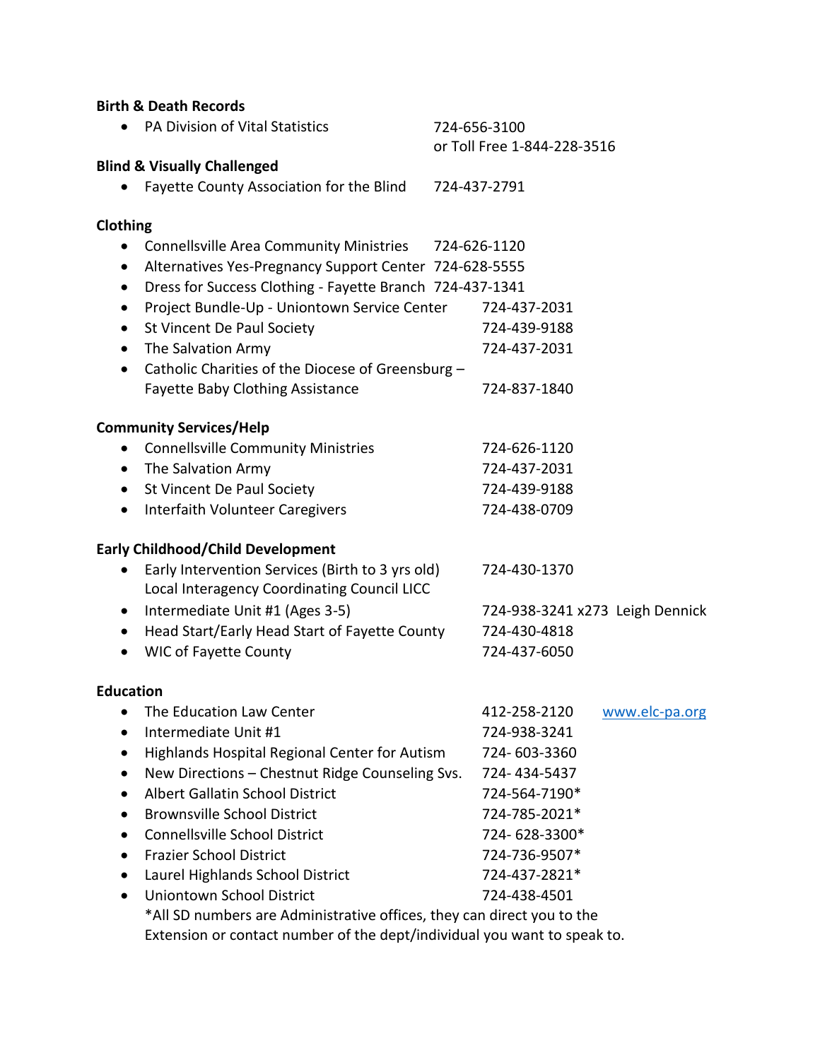**Birth & Death Records**

- PA Division of Vital Statistics 724-656-3100 or Toll Free 1-844-228-3516

**Blind & Visually Challenged**

- Fayette County Association for the Blind 724-437-2791

**Clothing**

- Connellsville Area Community Ministries 724-626-1120
- Alternatives Yes-Pregnancy Support Center 724-628-5555
- Dress for Success Clothing - Fayette Branch 724-437-1341
- Project Bundle-Up - Uniontown Service Center 724-437-2031
- St Vincent De Paul Society 724-439-9188
- The Salvation Army 724-437-2031
- Catholic Charities of the Diocese of Greensburg – Fayette Baby Clothing Assistance 724-837-1840

**Community Services/Help**

- Connellsville Community Ministries 724-626-1120
- The Salvation Army 724-437-2031
- St Vincent De Paul Society 724-439-9188
- Interfaith Volunteer Caregivers 724-438-0709

**Early Childhood/Child Development**

- Early Intervention Services (Birth to 3 yrs old) 724-430-1370
  Local Interagency Coordinating Council LICC
- Intermediate Unit #1 (Ages 3-5) 724-938-3241 x273 Leigh Dennick
- Head Start/Early Head Start of Fayette County 724-430-4818
- WIC of Fayette County 724-437-6050

**Education**

- The Education Law Center 412-258-2120 www.elc-pa.org
- Intermediate Unit #1 724-938-3241
- Highlands Hospital Regional Center for Autism 724- 603-3360
- New Directions – Chestnut Ridge Counseling Svs. 724- 434-5437
- Albert Gallatin School District 724-564-7190*
- Brownsville School District 724-785-2021*
- Connellsville School District 724- 628-3300*
- Frazier School District 724-736-9507*
- Laurel Highlands School District 724-437-2821*
- Uniontown School District 724-438-4501

  *All SD numbers are Administrative offices, they can direct you to the Extension or contact number of the dept/individual you want to speak to.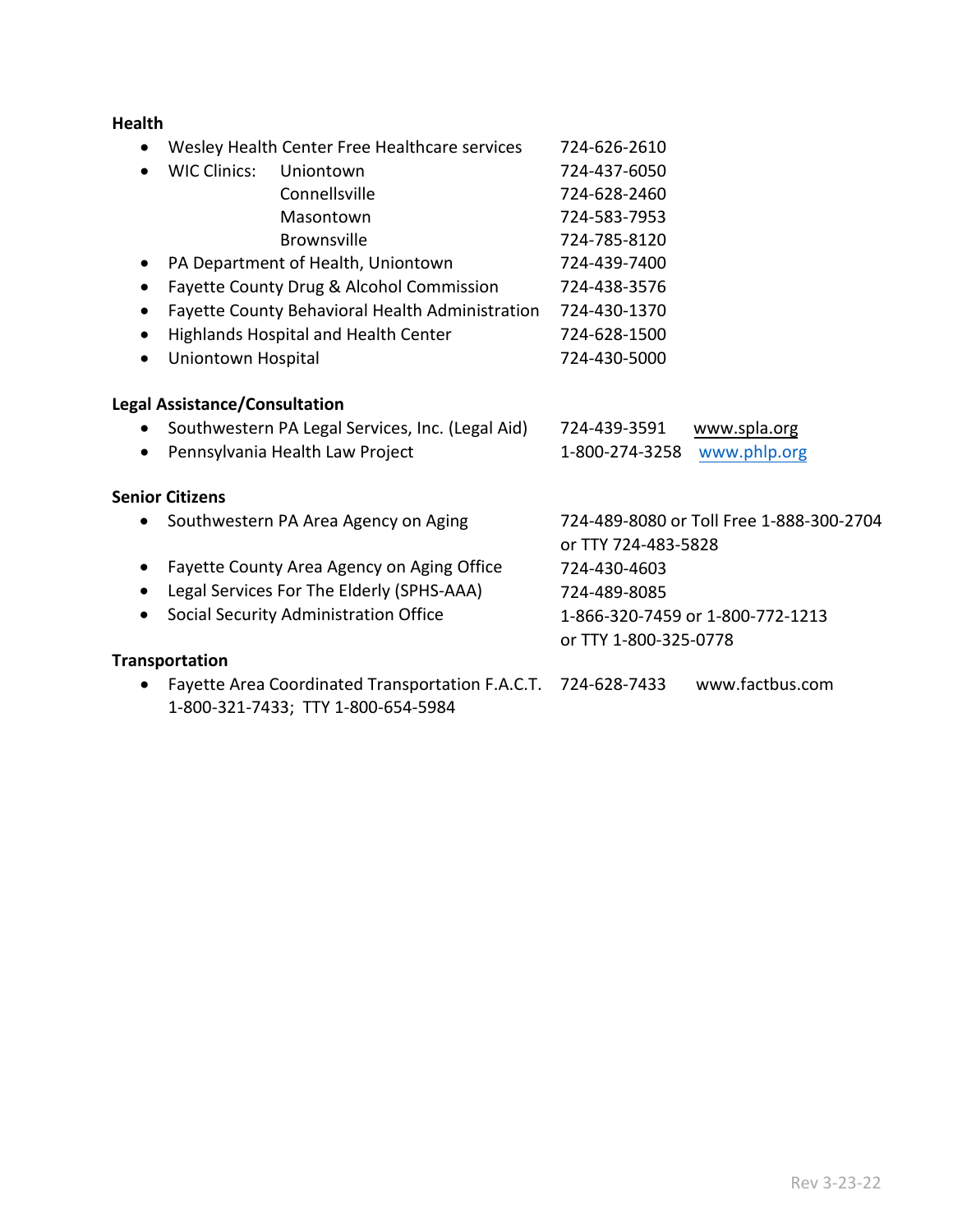**Health**

- Wesley Health Center Free Healthcare services 724-626-2610
- WIC Clinics:
  - Uniontown 724-437-6050
  - Connellsville 724-628-2460
  - Masontown 724-583-7953
  - Brownsville 724-785-8120
- PA Department of Health, Uniontown 724-439-7400
- Fayette County Drug & Alcohol Commission 724-438-3576
- Fayette County Behavioral Health Administration 724-430-1370
- Highlands Hospital and Health Center 724-628-1500
- Uniontown Hospital 724-430-5000

**Legal Assistance/Consultation**

- Southwestern PA Legal Services, Inc. (Legal Aid) 724-439-3591 www.spla.org
- Pennsylvania Health Law Project 1-800-274-3258 www.phlp.org

**Senior Citizens**

- Southwestern PA Area Agency on Aging 724-489-8080 or Toll Free 1-888-300-2704 or TTY 724-483-5828
- Fayette County Area Agency on Aging Office 724-430-4603
- Legal Services For The Elderly (SPHS-AAA) 724-489-8085
- Social Security Administration Office 1-866-320-7459 or 1-800-772-1213 or TTY 1-800-325-0778

**Transportation**

- Fayette Area Coordinated Transportation F.A.C.T. 724-628-7433 www.factbus.com
  1-800-321-7433; TTY 1-800-654-5984

Rev 3-23-22